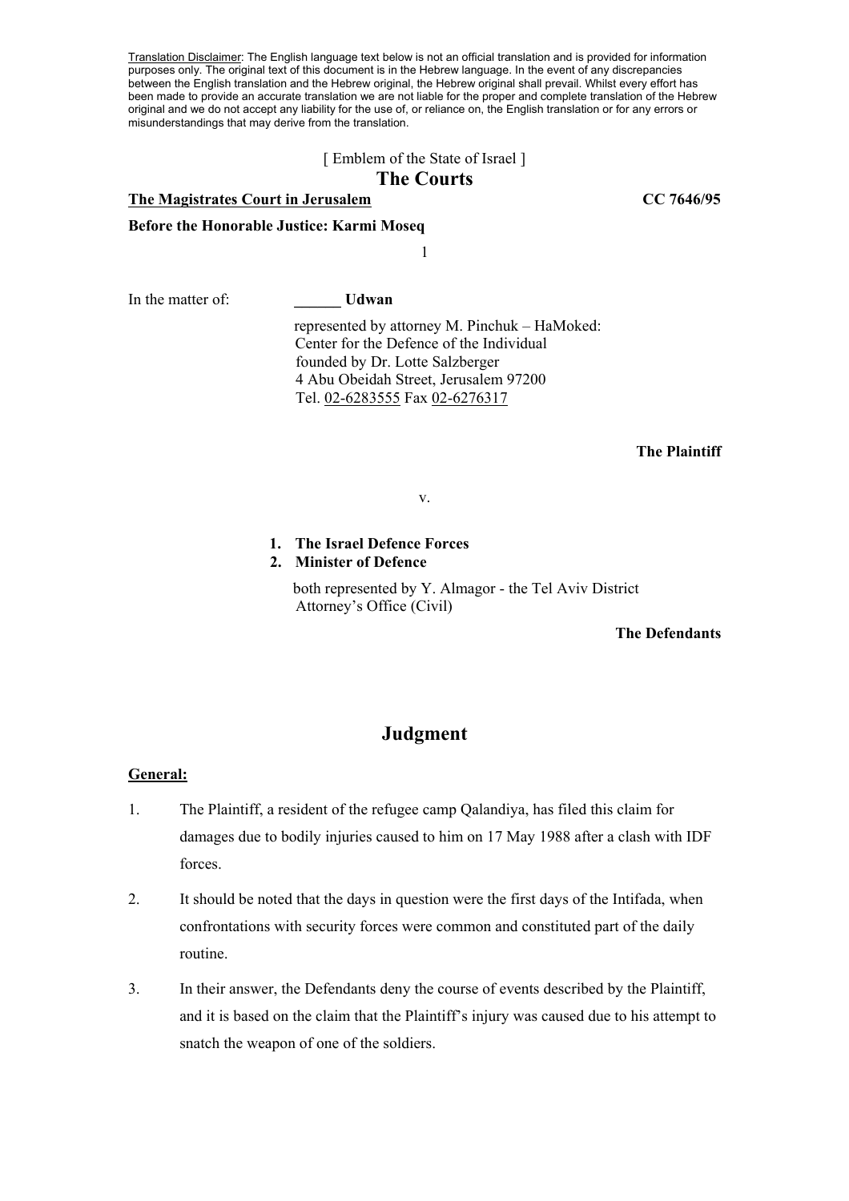Translation Disclaimer: The English language text below is not an official translation and is provided for information purposes only. The original text of this document is in the Hebrew language. In the event of any discrepancies between the English translation and the Hebrew original, the Hebrew original shall prevail. Whilst every effort has been made to provide an accurate translation we are not liable for the proper and complete translation of the Hebrew original and we do not accept any liability for the use of, or reliance on, the English translation or for any errors or misunderstandings that may derive from the translation.

[ Emblem of the State of Israel ]

# The Courts

**The Magistrates Court in Jerusalem** **CC 7646/95**

**Before the Honorable Justice: Karmi Moseq**

In the matter of: **______ Udwan**

represented by attorney M. Pinchuk – HaMoked: Center for the Defence of the Individual founded by Dr. Lotte Salzberger
4 Abu Obeidah Street, Jerusalem 97200
Tel. 02-6283555 Fax 02-6276317

**The Plaintiff**

v.

1. **The Israel Defence Forces**
2. **Minister of Defence**

both represented by Y. Almagor - the Tel Aviv District Attorney's Office (Civil)

**The Defendants**

## Judgment

**General:**

1. The Plaintiff, a resident of the refugee camp Qalandiya, has filed this claim for damages due to bodily injuries caused to him on 17 May 1988 after a clash with IDF forces.

2. It should be noted that the days in question were the first days of the Intifada, when confrontations with security forces were common and constituted part of the daily routine.

3. In their answer, the Defendants deny the course of events described by the Plaintiff, and it is based on the claim that the Plaintiff's injury was caused due to his attempt to snatch the weapon of one of the soldiers.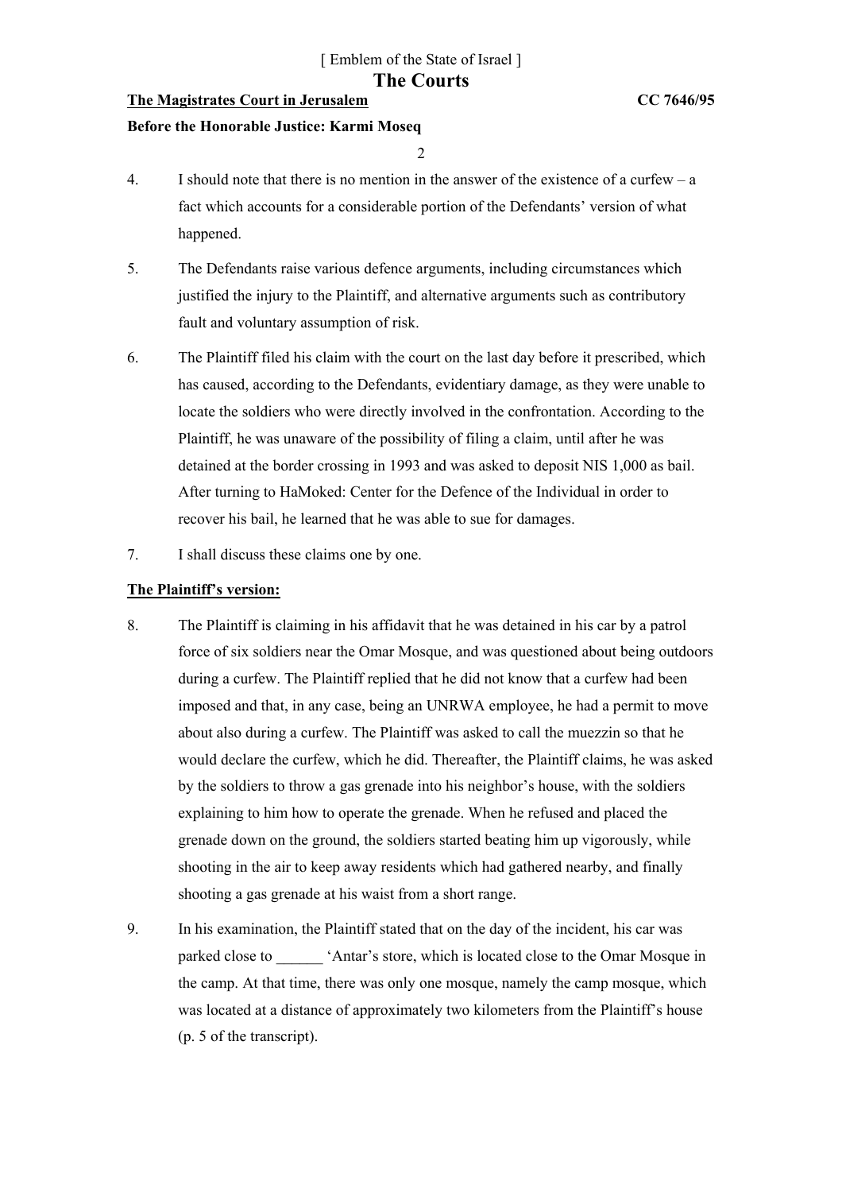4. I should note that there is no mention in the answer of the existence of a curfew – a fact which accounts for a considerable portion of the Defendants' version of what happened.

5. The Defendants raise various defence arguments, including circumstances which justified the injury to the Plaintiff, and alternative arguments such as contributory fault and voluntary assumption of risk.

6. The Plaintiff filed his claim with the court on the last day before it prescribed, which has caused, according to the Defendants, evidentiary damage, as they were unable to locate the soldiers who were directly involved in the confrontation. According to the Plaintiff, he was unaware of the possibility of filing a claim, until after he was detained at the border crossing in 1993 and was asked to deposit NIS 1,000 as bail. After turning to HaMoked: Center for the Defence of the Individual in order to recover his bail, he learned that he was able to sue for damages.

7. I shall discuss these claims one by one.

**The Plaintiff's version:**

8. The Plaintiff is claiming in his affidavit that he was detained in his car by a patrol force of six soldiers near the Omar Mosque, and was questioned about being outdoors during a curfew. The Plaintiff replied that he did not know that a curfew had been imposed and that, in any case, being an UNRWA employee, he had a permit to move about also during a curfew. The Plaintiff was asked to call the muezzin so that he would declare the curfew, which he did. Thereafter, the Plaintiff claims, he was asked by the soldiers to throw a gas grenade into his neighbor's house, with the soldiers explaining to him how to operate the grenade. When he refused and placed the grenade down on the ground, the soldiers started beating him up vigorously, while shooting in the air to keep away residents which had gathered nearby, and finally shooting a gas grenade at his waist from a short range.

9. In his examination, the Plaintiff stated that on the day of the incident, his car was parked close to ______ 'Antar's store, which is located close to the Omar Mosque in the camp. At that time, there was only one mosque, namely the camp mosque, which was located at a distance of approximately two kilometers from the Plaintiff's house (p. 5 of the transcript).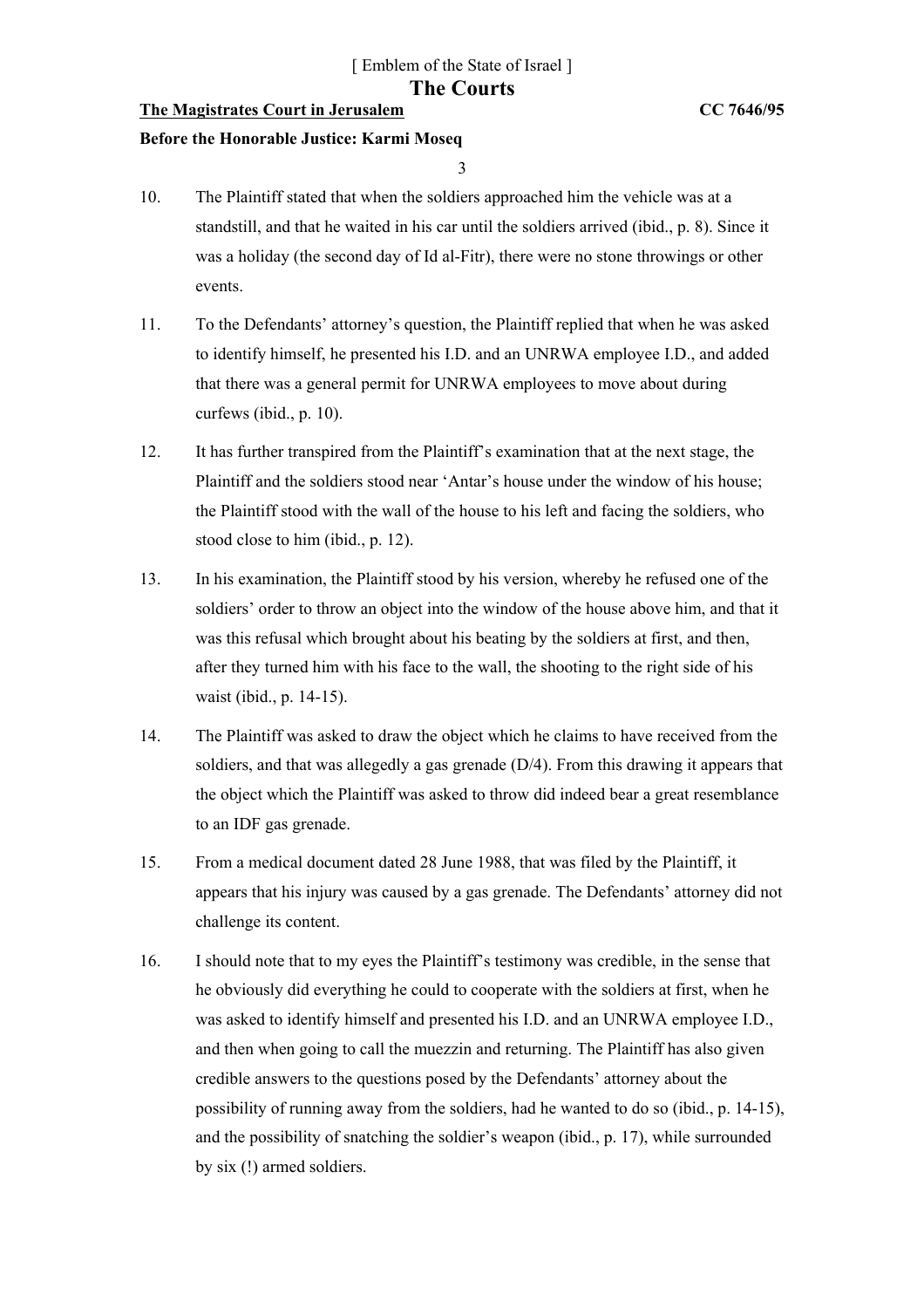10. The Plaintiff stated that when the soldiers approached him the vehicle was at a standstill, and that he waited in his car until the soldiers arrived (ibid., p. 8). Since it was a holiday (the second day of Id al-Fitr), there were no stone throwings or other events.

11. To the Defendants' attorney's question, the Plaintiff replied that when he was asked to identify himself, he presented his I.D. and an UNRWA employee I.D., and added that there was a general permit for UNRWA employees to move about during curfews (ibid., p. 10).

12. It has further transpired from the Plaintiff's examination that at the next stage, the Plaintiff and the soldiers stood near 'Antar's house under the window of his house; the Plaintiff stood with the wall of the house to his left and facing the soldiers, who stood close to him (ibid., p. 12).

13. In his examination, the Plaintiff stood by his version, whereby he refused one of the soldiers' order to throw an object into the window of the house above him, and that it was this refusal which brought about his beating by the soldiers at first, and then, after they turned him with his face to the wall, the shooting to the right side of his waist (ibid., p. 14-15).

14. The Plaintiff was asked to draw the object which he claims to have received from the soldiers, and that was allegedly a gas grenade (D/4). From this drawing it appears that the object which the Plaintiff was asked to throw did indeed bear a great resemblance to an IDF gas grenade.

15. From a medical document dated 28 June 1988, that was filed by the Plaintiff, it appears that his injury was caused by a gas grenade. The Defendants' attorney did not challenge its content.

16. I should note that to my eyes the Plaintiff's testimony was credible, in the sense that he obviously did everything he could to cooperate with the soldiers at first, when he was asked to identify himself and presented his I.D. and an UNRWA employee I.D., and then when going to call the muezzin and returning. The Plaintiff has also given credible answers to the questions posed by the Defendants' attorney about the possibility of running away from the soldiers, had he wanted to do so (ibid., p. 14-15), and the possibility of snatching the soldier's weapon (ibid., p. 17), while surrounded by six (!) armed soldiers.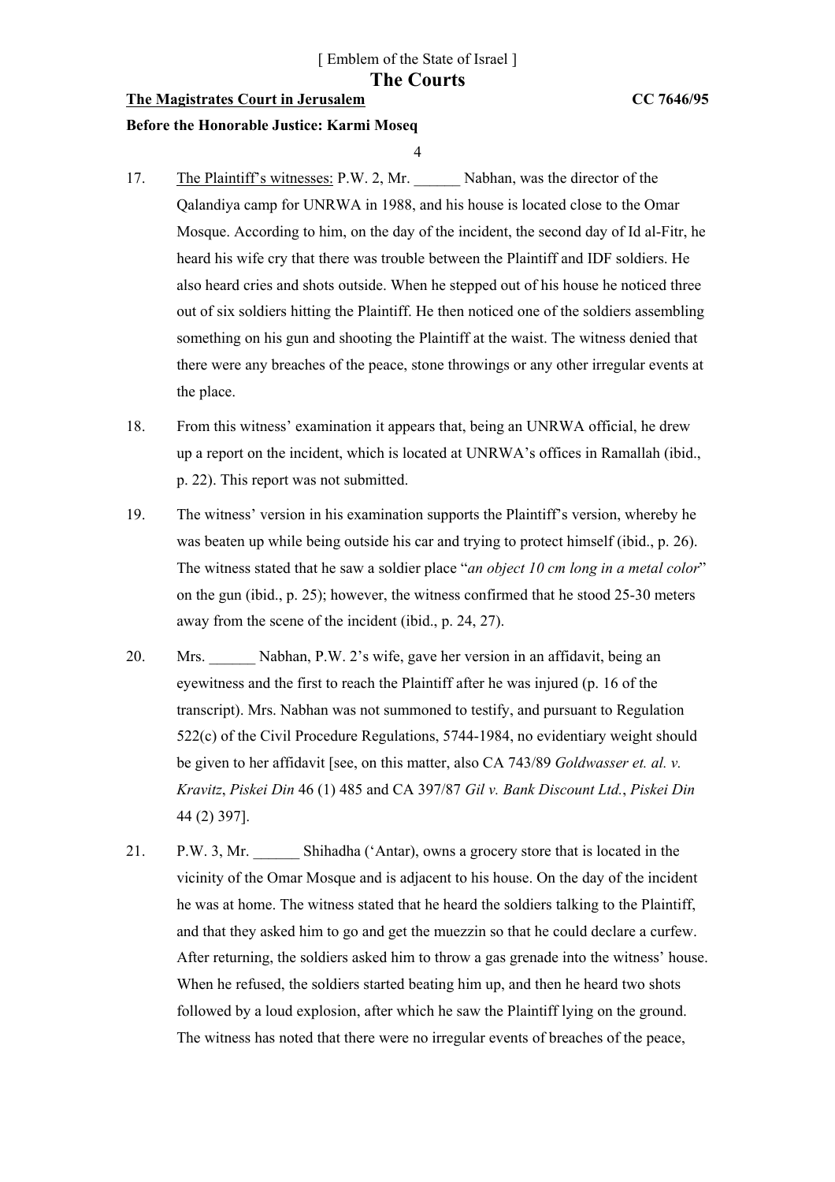[ Emblem of the State of Israel ]

# The Courts

**The Magistrates Court in Jerusalem** **CC 7646/95**

**Before the Honorable Justice: Karmi Moseq**

17. The Plaintiff's witnesses: P.W. 2, Mr. ______ Nabhan, was the director of the Qalandiya camp for UNRWA in 1988, and his house is located close to the Omar Mosque. According to him, on the day of the incident, the second day of Id al-Fitr, he heard his wife cry that there was trouble between the Plaintiff and IDF soldiers. He also heard cries and shots outside. When he stepped out of his house he noticed three out of six soldiers hitting the Plaintiff. He then noticed one of the soldiers assembling something on his gun and shooting the Plaintiff at the waist. The witness denied that there were any breaches of the peace, stone throwings or any other irregular events at the place.

18. From this witness' examination it appears that, being an UNRWA official, he drew up a report on the incident, which is located at UNRWA's offices in Ramallah (ibid., p. 22). This report was not submitted.

19. The witness' version in his examination supports the Plaintiff's version, whereby he was beaten up while being outside his car and trying to protect himself (ibid., p. 26). The witness stated that he saw a soldier place "*an object 10 cm long in a metal color*" on the gun (ibid., p. 25); however, the witness confirmed that he stood 25-30 meters away from the scene of the incident (ibid., p. 24, 27).

20. Mrs. ______ Nabhan, P.W. 2's wife, gave her version in an affidavit, being an eyewitness and the first to reach the Plaintiff after he was injured (p. 16 of the transcript). Mrs. Nabhan was not summoned to testify, and pursuant to Regulation 522(c) of the Civil Procedure Regulations, 5744-1984, no evidentiary weight should be given to her affidavit [see, on this matter, also CA 743/89 *Goldwasser et. al. v. Kravitz*, *Piskei Din* 46 (1) 485 and CA 397/87 *Gil v. Bank Discount Ltd.*, *Piskei Din* 44 (2) 397].

21. P.W. 3, Mr. ______ Shihadha ('Antar), owns a grocery store that is located in the vicinity of the Omar Mosque and is adjacent to his house. On the day of the incident he was at home. The witness stated that he heard the soldiers talking to the Plaintiff, and that they asked him to go and get the muezzin so that he could declare a curfew. After returning, the soldiers asked him to throw a gas grenade into the witness' house. When he refused, the soldiers started beating him up, and then he heard two shots followed by a loud explosion, after which he saw the Plaintiff lying on the ground. The witness has noted that there were no irregular events of breaches of the peace,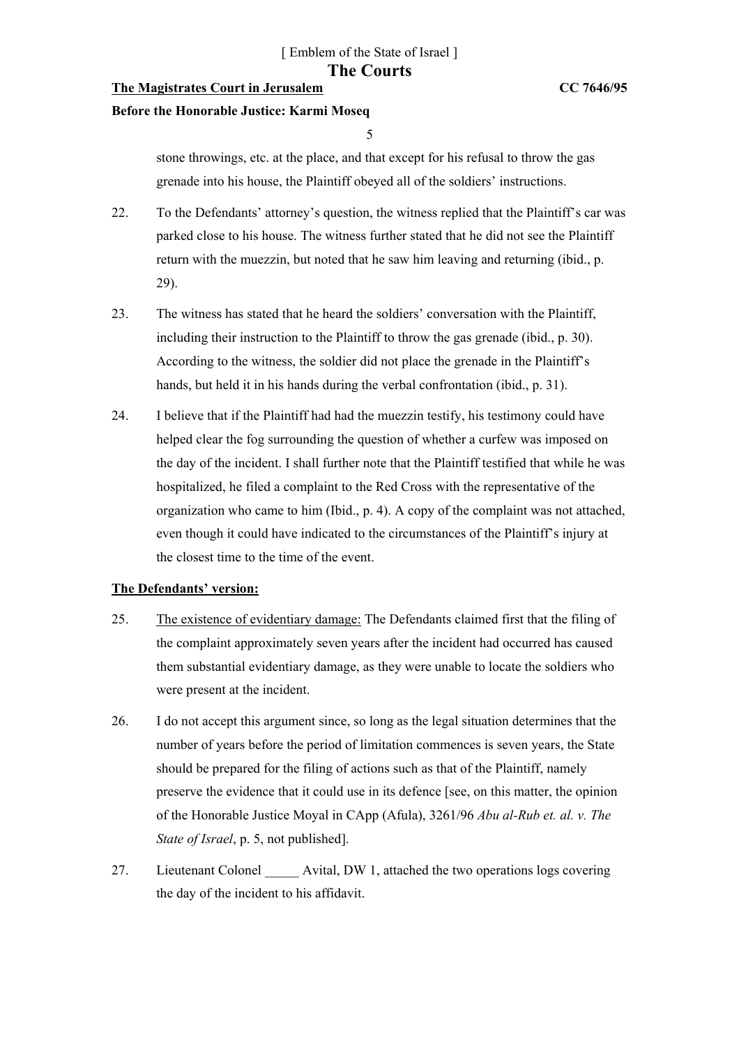stone throwings, etc. at the place, and that except for his refusal to throw the gas grenade into his house, the Plaintiff obeyed all of the soldiers' instructions.

22. To the Defendants' attorney's question, the witness replied that the Plaintiff's car was parked close to his house. The witness further stated that he did not see the Plaintiff return with the muezzin, but noted that he saw him leaving and returning (ibid., p. 29).

23. The witness has stated that he heard the soldiers' conversation with the Plaintiff, including their instruction to the Plaintiff to throw the gas grenade (ibid., p. 30). According to the witness, the soldier did not place the grenade in the Plaintiff's hands, but held it in his hands during the verbal confrontation (ibid., p. 31).

24. I believe that if the Plaintiff had had the muezzin testify, his testimony could have helped clear the fog surrounding the question of whether a curfew was imposed on the day of the incident. I shall further note that the Plaintiff testified that while he was hospitalized, he filed a complaint to the Red Cross with the representative of the organization who came to him (Ibid., p. 4). A copy of the complaint was not attached, even though it could have indicated to the circumstances of the Plaintiff's injury at the closest time to the time of the event.

**The Defendants' version:**

25. The existence of evidentiary damage: The Defendants claimed first that the filing of the complaint approximately seven years after the incident had occurred has caused them substantial evidentiary damage, as they were unable to locate the soldiers who were present at the incident.

26. I do not accept this argument since, so long as the legal situation determines that the number of years before the period of limitation commences is seven years, the State should be prepared for the filing of actions such as that of the Plaintiff, namely preserve the evidence that it could use in its defence [see, on this matter, the opinion of the Honorable Justice Moyal in CApp (Afula), 3261/96 *Abu al-Rub et. al. v. The State of Israel*, p. 5, not published].

27. Lieutenant Colonel _____ Avital, DW 1, attached the two operations logs covering the day of the incident to his affidavit.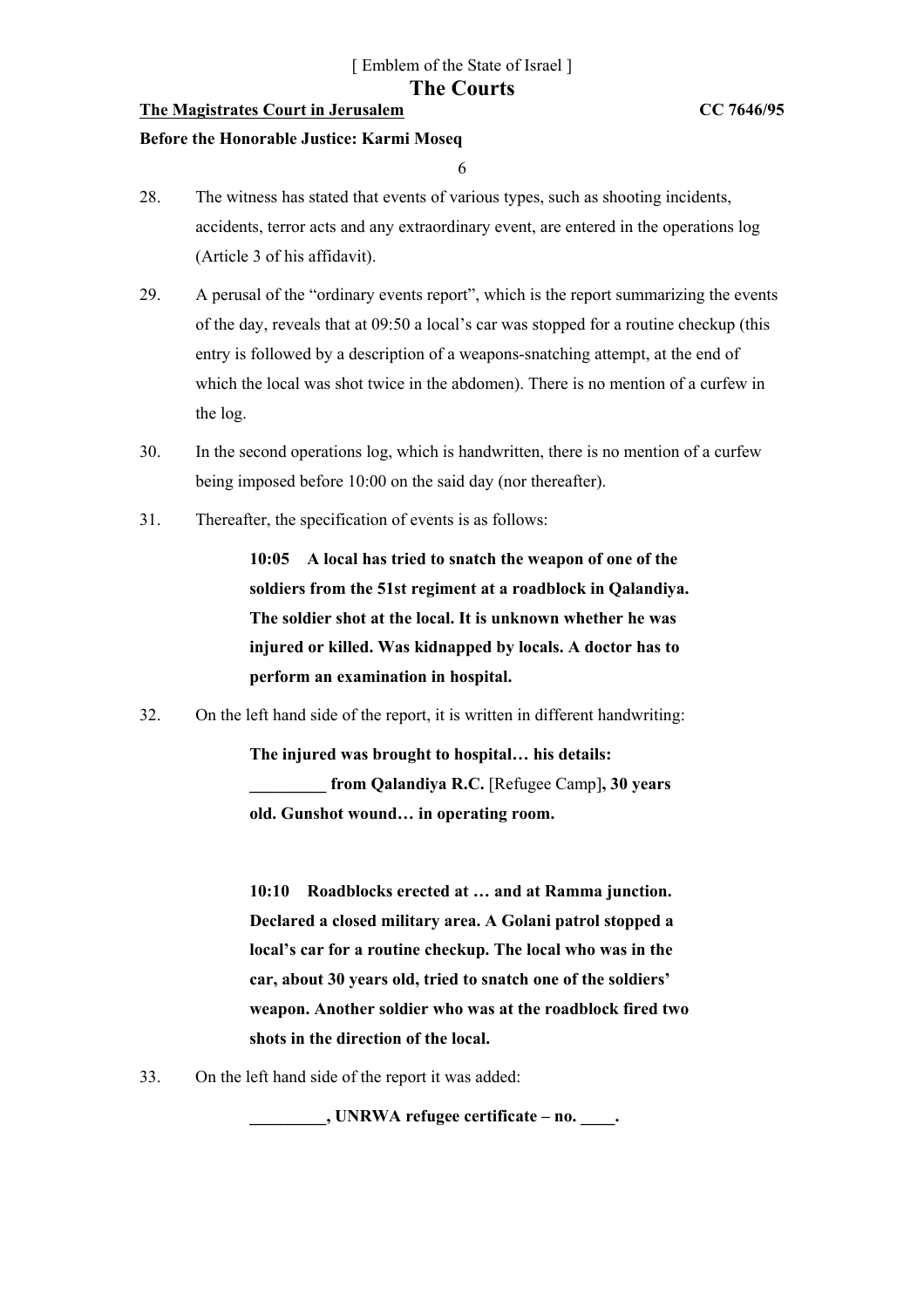28. The witness has stated that events of various types, such as shooting incidents, accidents, terror acts and any extraordinary event, are entered in the operations log (Article 3 of his affidavit).

29. A perusal of the "ordinary events report", which is the report summarizing the events of the day, reveals that at 09:50 a local's car was stopped for a routine checkup (this entry is followed by a description of a weapons-snatching attempt, at the end of which the local was shot twice in the abdomen). There is no mention of a curfew in the log.

30. In the second operations log, which is handwritten, there is no mention of a curfew being imposed before 10:00 on the said day (nor thereafter).

31. Thereafter, the specification of events is as follows:

> **10:05 A local has tried to snatch the weapon of one of the soldiers from the 51st regiment at a roadblock in Qalandiya. The soldier shot at the local. It is unknown whether he was injured or killed. Was kidnapped by locals. A doctor has to perform an examination in hospital.**

32. On the left hand side of the report, it is written in different handwriting:

> **The injured was brought to hospital… his details: _________ from Qalandiya R.C.** [Refugee Camp]**, 30 years old. Gunshot wound… in operating room.**
>
> **10:10 Roadblocks erected at … and at Ramma junction. Declared a closed military area. A Golani patrol stopped a local's car for a routine checkup. The local who was in the car, about 30 years old, tried to snatch one of the soldiers' weapon. Another soldier who was at the roadblock fired two shots in the direction of the local.**

33. On the left hand side of the report it was added:

> **_________, UNRWA refugee certificate – no. ____.**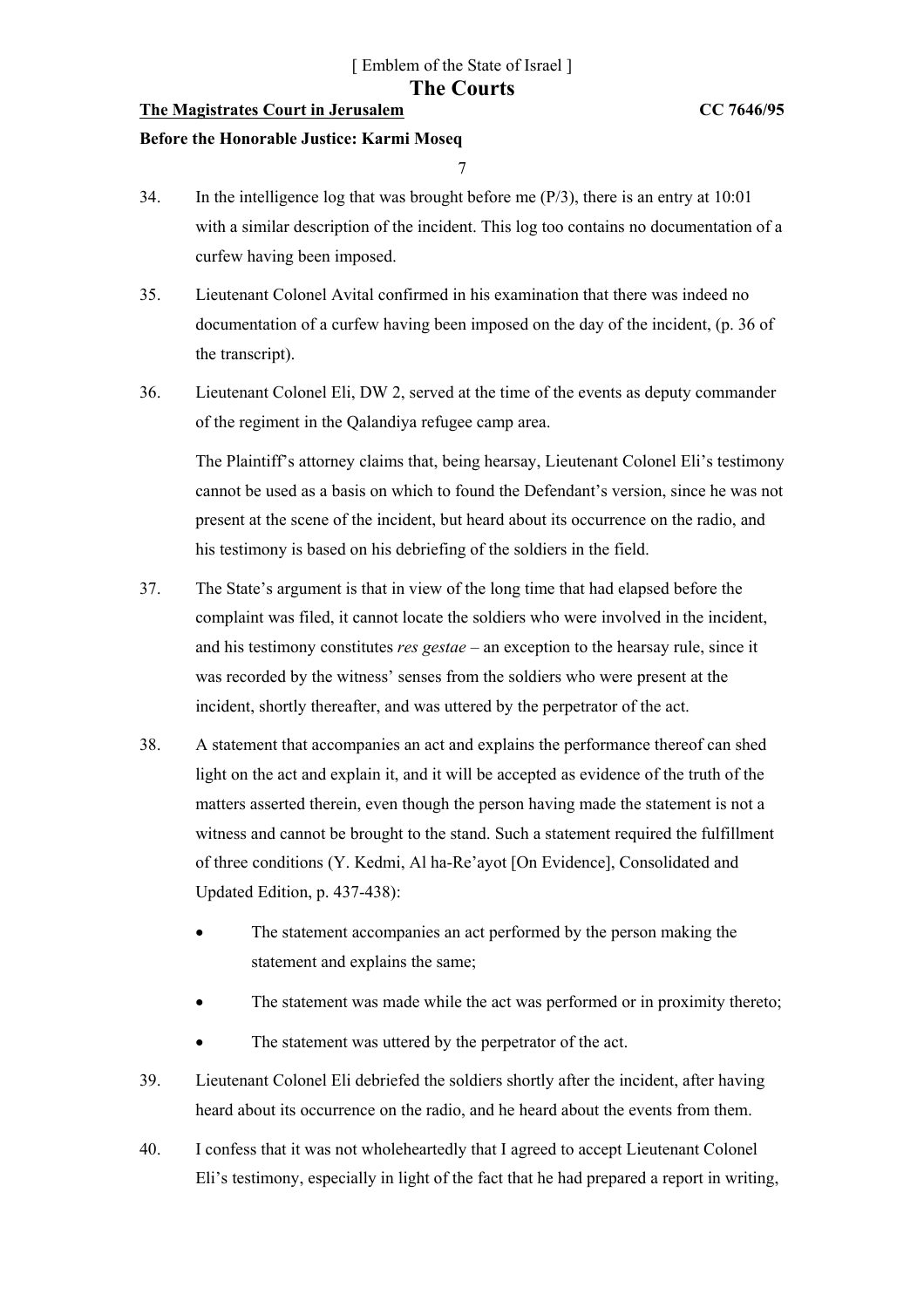34. In the intelligence log that was brought before me (P/3), there is an entry at 10:01 with a similar description of the incident. This log too contains no documentation of a curfew having been imposed.

35. Lieutenant Colonel Avital confirmed in his examination that there was indeed no documentation of a curfew having been imposed on the day of the incident, (p. 36 of the transcript).

36. Lieutenant Colonel Eli, DW 2, served at the time of the events as deputy commander of the regiment in the Qalandiya refugee camp area.

    The Plaintiff's attorney claims that, being hearsay, Lieutenant Colonel Eli's testimony cannot be used as a basis on which to found the Defendant's version, since he was not present at the scene of the incident, but heard about its occurrence on the radio, and his testimony is based on his debriefing of the soldiers in the field.

37. The State's argument is that in view of the long time that had elapsed before the complaint was filed, it cannot locate the soldiers who were involved in the incident, and his testimony constitutes *res gestae* – an exception to the hearsay rule, since it was recorded by the witness' senses from the soldiers who were present at the incident, shortly thereafter, and was uttered by the perpetrator of the act.

38. A statement that accompanies an act and explains the performance thereof can shed light on the act and explain it, and it will be accepted as evidence of the truth of the matters asserted therein, even though the person having made the statement is not a witness and cannot be brought to the stand. Such a statement required the fulfillment of three conditions (Y. Kedmi, Al ha-Re'ayot [On Evidence], Consolidated and Updated Edition, p. 437-438):

    - The statement accompanies an act performed by the person making the statement and explains the same;
    - The statement was made while the act was performed or in proximity thereto;
    - The statement was uttered by the perpetrator of the act.

39. Lieutenant Colonel Eli debriefed the soldiers shortly after the incident, after having heard about its occurrence on the radio, and he heard about the events from them.

40. I confess that it was not wholeheartedly that I agreed to accept Lieutenant Colonel Eli's testimony, especially in light of the fact that he had prepared a report in writing,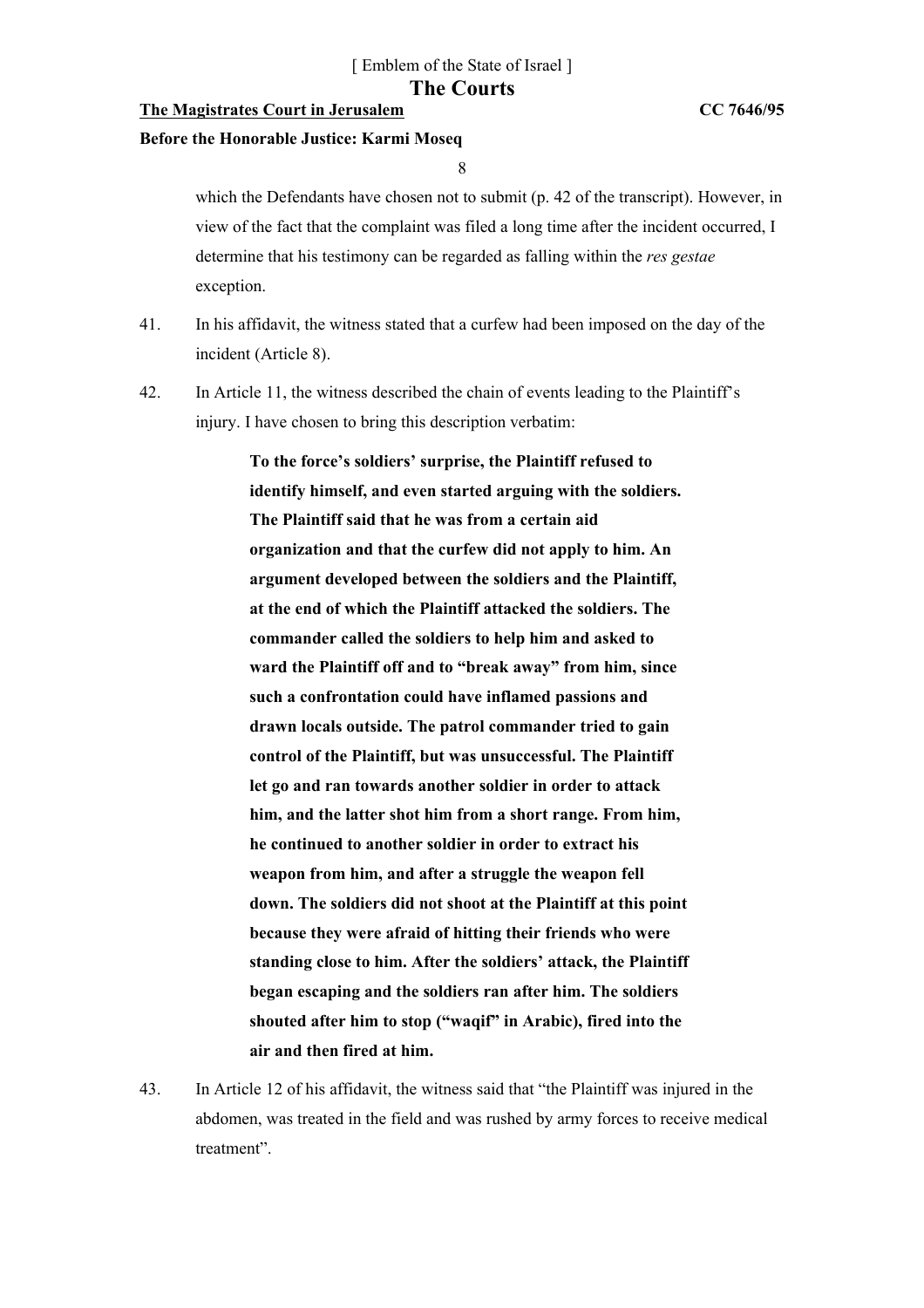which the Defendants have chosen not to submit (p. 42 of the transcript). However, in view of the fact that the complaint was filed a long time after the incident occurred, I determine that his testimony can be regarded as falling within the *res gestae* exception.

41. In his affidavit, the witness stated that a curfew had been imposed on the day of the incident (Article 8).

42. In Article 11, the witness described the chain of events leading to the Plaintiff's injury. I have chosen to bring this description verbatim:

> **To the force's soldiers' surprise, the Plaintiff refused to identify himself, and even started arguing with the soldiers. The Plaintiff said that he was from a certain aid organization and that the curfew did not apply to him. An argument developed between the soldiers and the Plaintiff, at the end of which the Plaintiff attacked the soldiers. The commander called the soldiers to help him and asked to ward the Plaintiff off and to "break away" from him, since such a confrontation could have inflamed passions and drawn locals outside. The patrol commander tried to gain control of the Plaintiff, but was unsuccessful. The Plaintiff let go and ran towards another soldier in order to attack him, and the latter shot him from a short range. From him, he continued to another soldier in order to extract his weapon from him, and after a struggle the weapon fell down. The soldiers did not shoot at the Plaintiff at this point because they were afraid of hitting their friends who were standing close to him. After the soldiers' attack, the Plaintiff began escaping and the soldiers ran after him. The soldiers shouted after him to stop ("waqif" in Arabic), fired into the air and then fired at him.**

43. In Article 12 of his affidavit, the witness said that "the Plaintiff was injured in the abdomen, was treated in the field and was rushed by army forces to receive medical treatment".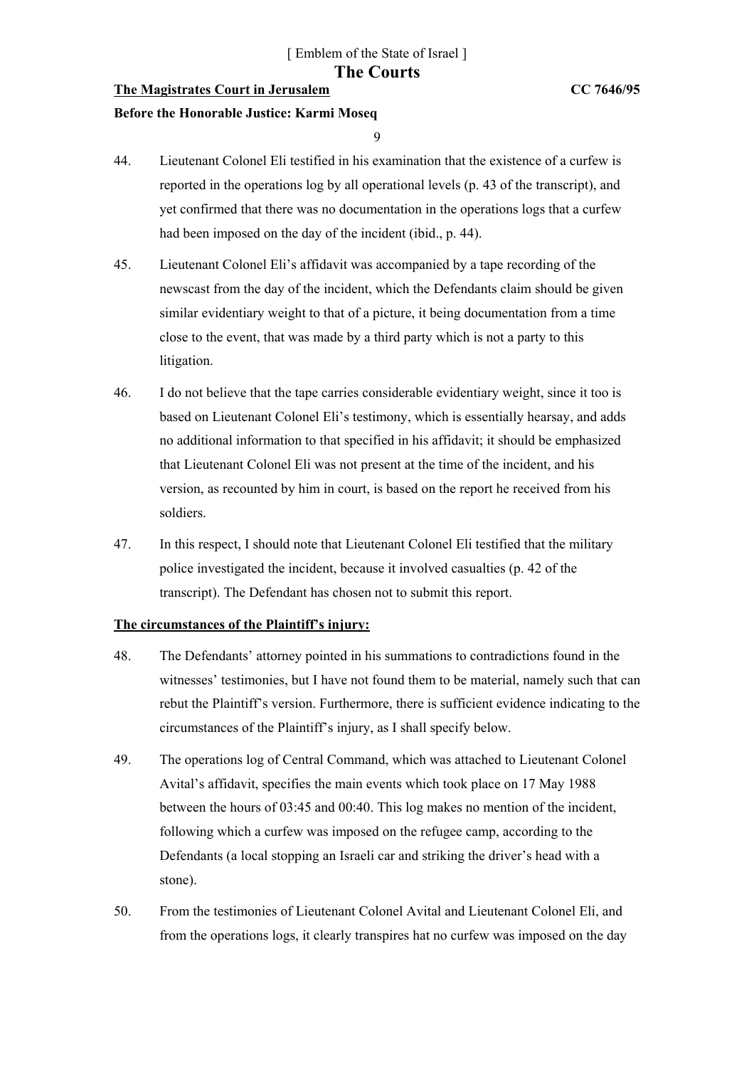44. Lieutenant Colonel Eli testified in his examination that the existence of a curfew is reported in the operations log by all operational levels (p. 43 of the transcript), and yet confirmed that there was no documentation in the operations logs that a curfew had been imposed on the day of the incident (ibid., p. 44).

45. Lieutenant Colonel Eli's affidavit was accompanied by a tape recording of the newscast from the day of the incident, which the Defendants claim should be given similar evidentiary weight to that of a picture, it being documentation from a time close to the event, that was made by a third party which is not a party to this litigation.

46. I do not believe that the tape carries considerable evidentiary weight, since it too is based on Lieutenant Colonel Eli's testimony, which is essentially hearsay, and adds no additional information to that specified in his affidavit; it should be emphasized that Lieutenant Colonel Eli was not present at the time of the incident, and his version, as recounted by him in court, is based on the report he received from his soldiers.

47. In this respect, I should note that Lieutenant Colonel Eli testified that the military police investigated the incident, because it involved casualties (p. 42 of the transcript). The Defendant has chosen not to submit this report.

**The circumstances of the Plaintiff's injury:**

48. The Defendants' attorney pointed in his summations to contradictions found in the witnesses' testimonies, but I have not found them to be material, namely such that can rebut the Plaintiff's version. Furthermore, there is sufficient evidence indicating to the circumstances of the Plaintiff's injury, as I shall specify below.

49. The operations log of Central Command, which was attached to Lieutenant Colonel Avital's affidavit, specifies the main events which took place on 17 May 1988 between the hours of 03:45 and 00:40. This log makes no mention of the incident, following which a curfew was imposed on the refugee camp, according to the Defendants (a local stopping an Israeli car and striking the driver's head with a stone).

50. From the testimonies of Lieutenant Colonel Avital and Lieutenant Colonel Eli, and from the operations logs, it clearly transpires hat no curfew was imposed on the day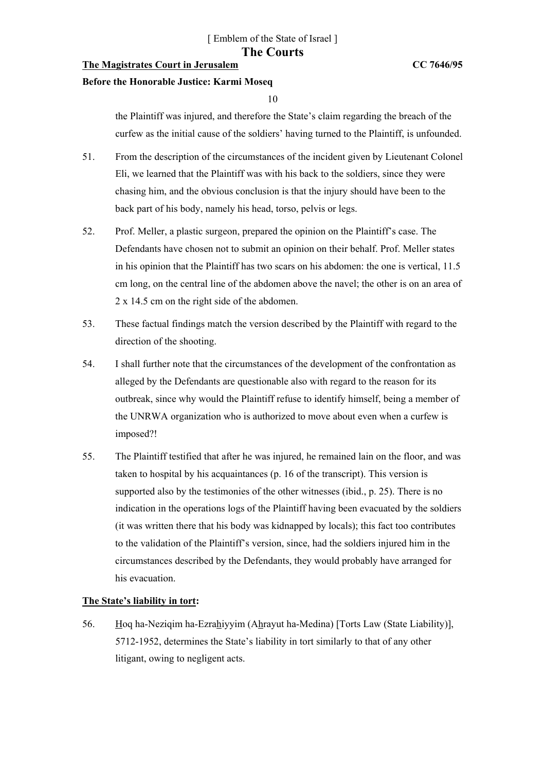the Plaintiff was injured, and therefore the State's claim regarding the breach of the curfew as the initial cause of the soldiers' having turned to the Plaintiff, is unfounded.

51. From the description of the circumstances of the incident given by Lieutenant Colonel Eli, we learned that the Plaintiff was with his back to the soldiers, since they were chasing him, and the obvious conclusion is that the injury should have been to the back part of his body, namely his head, torso, pelvis or legs.

52. Prof. Meller, a plastic surgeon, prepared the opinion on the Plaintiff's case. The Defendants have chosen not to submit an opinion on their behalf. Prof. Meller states in his opinion that the Plaintiff has two scars on his abdomen: the one is vertical, 11.5 cm long, on the central line of the abdomen above the navel; the other is on an area of 2 x 14.5 cm on the right side of the abdomen.

53. These factual findings match the version described by the Plaintiff with regard to the direction of the shooting.

54. I shall further note that the circumstances of the development of the confrontation as alleged by the Defendants are questionable also with regard to the reason for its outbreak, since why would the Plaintiff refuse to identify himself, being a member of the UNRWA organization who is authorized to move about even when a curfew is imposed?!

55. The Plaintiff testified that after he was injured, he remained lain on the floor, and was taken to hospital by his acquaintances (p. 16 of the transcript). This version is supported also by the testimonies of the other witnesses (ibid., p. 25). There is no indication in the operations logs of the Plaintiff having been evacuated by the soldiers (it was written there that his body was kidnapped by locals); this fact too contributes to the validation of the Plaintiff's version, since, had the soldiers injured him in the circumstances described by the Defendants, they would probably have arranged for his evacuation.

**The State's liability in tort:**

56. Hoq ha-Neziqim ha-Ezrahiyyim (Ahrayut ha-Medina) [Torts Law (State Liability)], 5712-1952, determines the State's liability in tort similarly to that of any other litigant, owing to negligent acts.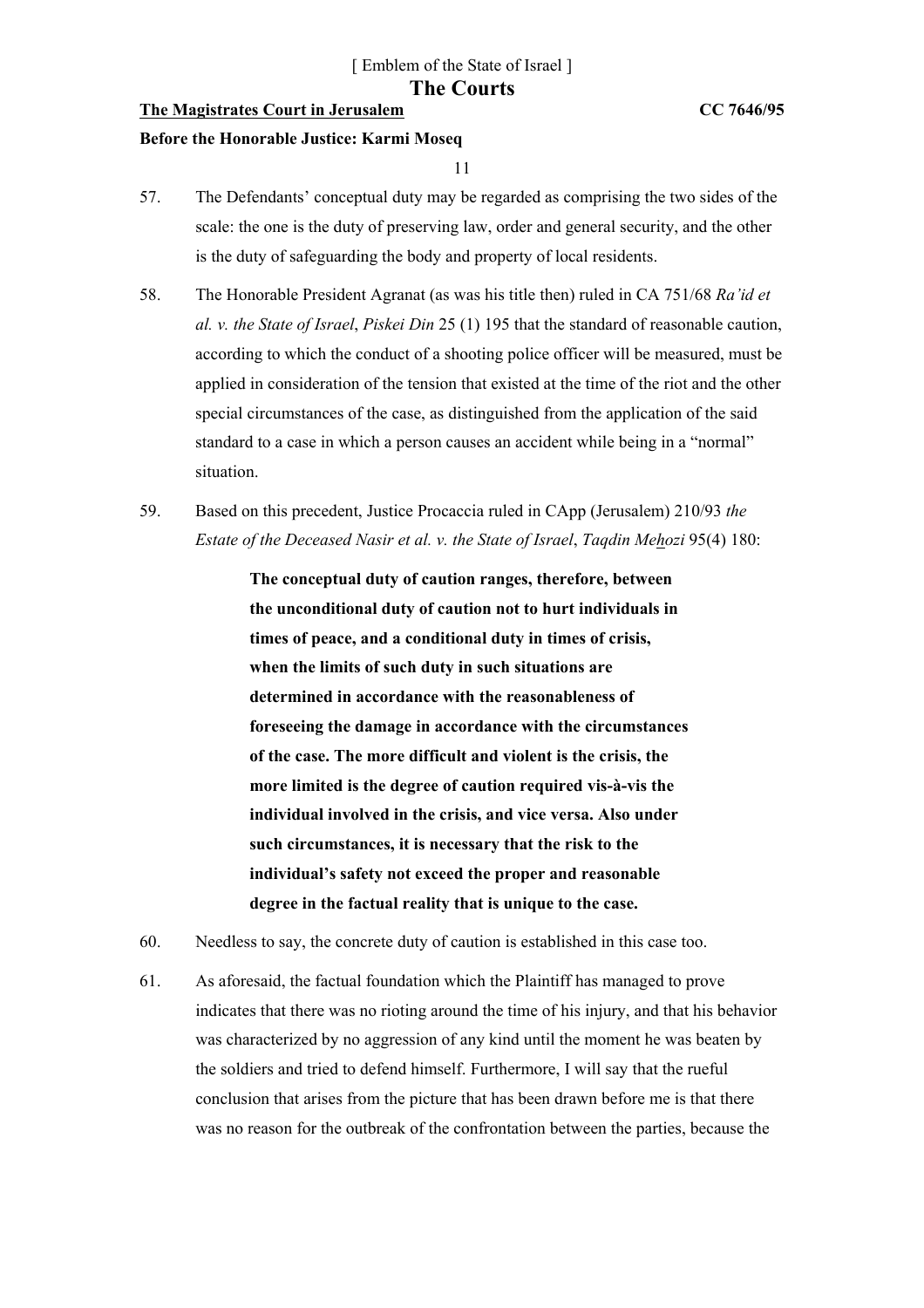57. The Defendants' conceptual duty may be regarded as comprising the two sides of the scale: the one is the duty of preserving law, order and general security, and the other is the duty of safeguarding the body and property of local residents.

58. The Honorable President Agranat (as was his title then) ruled in CA 751/68 *Ra'id et al. v. the State of Israel*, *Piskei Din* 25 (1) 195 that the standard of reasonable caution, according to which the conduct of a shooting police officer will be measured, must be applied in consideration of the tension that existed at the time of the riot and the other special circumstances of the case, as distinguished from the application of the said standard to a case in which a person causes an accident while being in a "normal" situation.

59. Based on this precedent, Justice Procaccia ruled in CApp (Jerusalem) 210/93 *the Estate of the Deceased Nasir et al. v. the State of Israel*, *Taqdin Mehozi* 95(4) 180:

> **The conceptual duty of caution ranges, therefore, between the unconditional duty of caution not to hurt individuals in times of peace, and a conditional duty in times of crisis, when the limits of such duty in such situations are determined in accordance with the reasonableness of foreseeing the damage in accordance with the circumstances of the case. The more difficult and violent is the crisis, the more limited is the degree of caution required vis-à-vis the individual involved in the crisis, and vice versa. Also under such circumstances, it is necessary that the risk to the individual's safety not exceed the proper and reasonable degree in the factual reality that is unique to the case.**

60. Needless to say, the concrete duty of caution is established in this case too.

61. As aforesaid, the factual foundation which the Plaintiff has managed to prove indicates that there was no rioting around the time of his injury, and that his behavior was characterized by no aggression of any kind until the moment he was beaten by the soldiers and tried to defend himself. Furthermore, I will say that the rueful conclusion that arises from the picture that has been drawn before me is that there was no reason for the outbreak of the confrontation between the parties, because the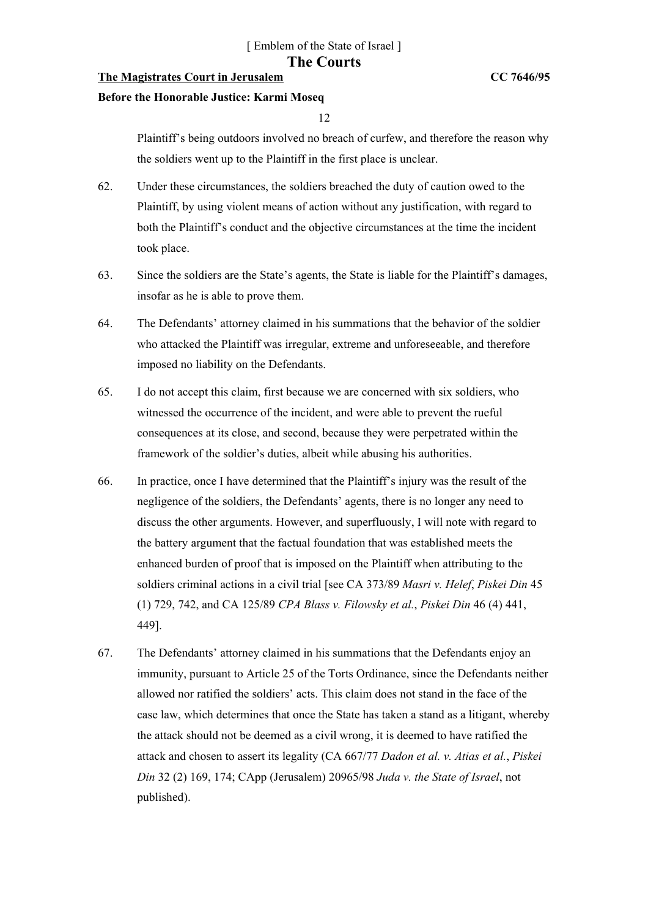Plaintiff's being outdoors involved no breach of curfew, and therefore the reason why the soldiers went up to the Plaintiff in the first place is unclear.

62. Under these circumstances, the soldiers breached the duty of caution owed to the Plaintiff, by using violent means of action without any justification, with regard to both the Plaintiff's conduct and the objective circumstances at the time the incident took place.

63. Since the soldiers are the State's agents, the State is liable for the Plaintiff's damages, insofar as he is able to prove them.

64. The Defendants' attorney claimed in his summations that the behavior of the soldier who attacked the Plaintiff was irregular, extreme and unforeseeable, and therefore imposed no liability on the Defendants.

65. I do not accept this claim, first because we are concerned with six soldiers, who witnessed the occurrence of the incident, and were able to prevent the rueful consequences at its close, and second, because they were perpetrated within the framework of the soldier's duties, albeit while abusing his authorities.

66. In practice, once I have determined that the Plaintiff's injury was the result of the negligence of the soldiers, the Defendants' agents, there is no longer any need to discuss the other arguments. However, and superfluously, I will note with regard to the battery argument that the factual foundation that was established meets the enhanced burden of proof that is imposed on the Plaintiff when attributing to the soldiers criminal actions in a civil trial [see CA 373/89 *Masri v. Helef*, *Piskei Din* 45 (1) 729, 742, and CA 125/89 *CPA Blass v. Filowsky et al.*, *Piskei Din* 46 (4) 441, 449].

67. The Defendants' attorney claimed in his summations that the Defendants enjoy an immunity, pursuant to Article 25 of the Torts Ordinance, since the Defendants neither allowed nor ratified the soldiers' acts. This claim does not stand in the face of the case law, which determines that once the State has taken a stand as a litigant, whereby the attack should not be deemed as a civil wrong, it is deemed to have ratified the attack and chosen to assert its legality (CA 667/77 *Dadon et al. v. Atias et al.*, *Piskei Din* 32 (2) 169, 174; CApp (Jerusalem) 20965/98 *Juda v. the State of Israel*, not published).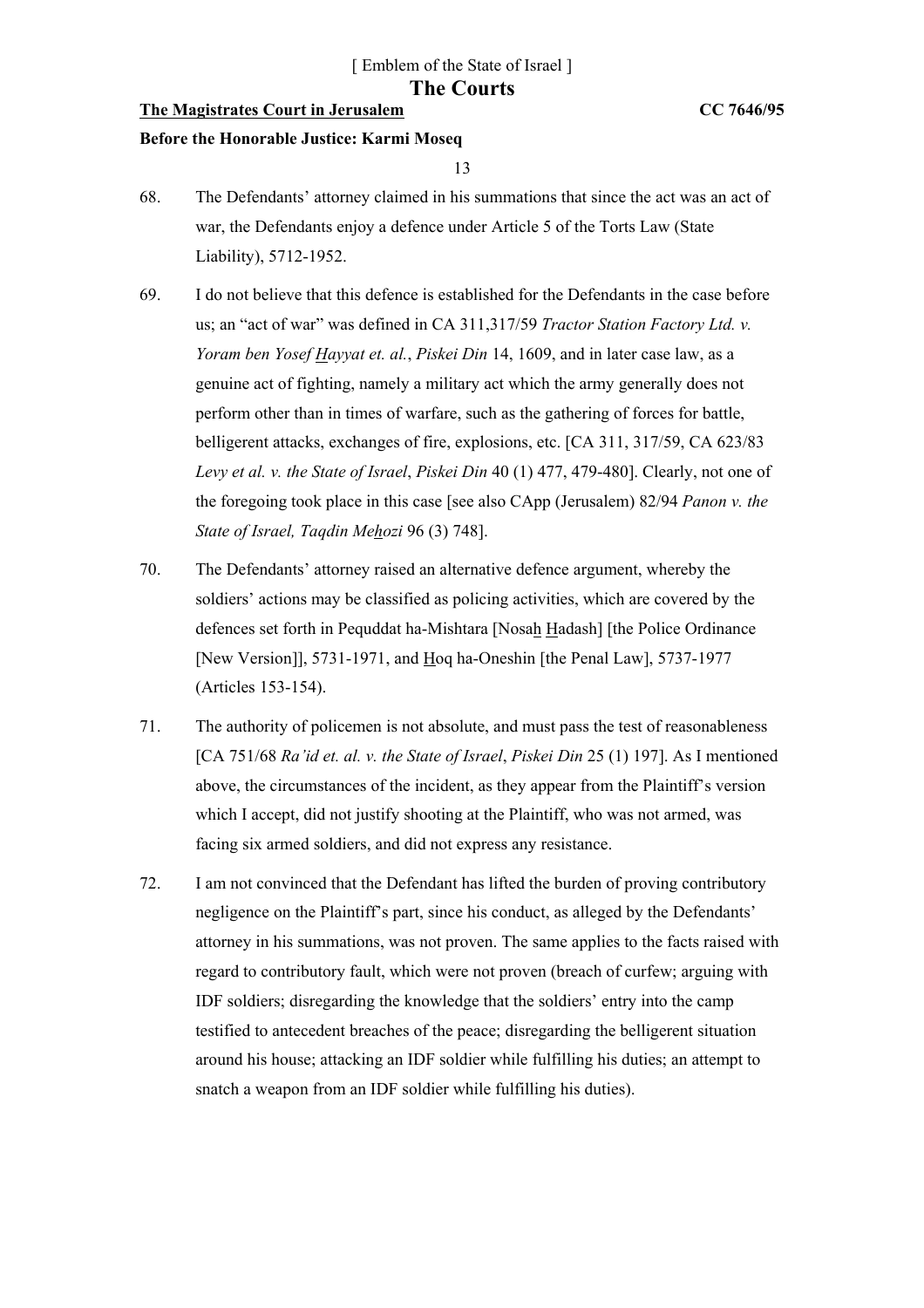68. The Defendants' attorney claimed in his summations that since the act was an act of war, the Defendants enjoy a defence under Article 5 of the Torts Law (State Liability), 5712-1952.

69. I do not believe that this defence is established for the Defendants in the case before us; an "act of war" was defined in CA 311,317/59 *Tractor Station Factory Ltd. v. Yoram ben Yosef Hayyat et. al.*, *Piskei Din* 14, 1609, and in later case law, as a genuine act of fighting, namely a military act which the army generally does not perform other than in times of warfare, such as the gathering of forces for battle, belligerent attacks, exchanges of fire, explosions, etc. [CA 311, 317/59, CA 623/83 *Levy et al. v. the State of Israel*, *Piskei Din* 40 (1) 477, 479-480]. Clearly, not one of the foregoing took place in this case [see also CApp (Jerusalem) 82/94 *Panon v. the State of Israel, Taqdin Mehozi* 96 (3) 748].

70. The Defendants' attorney raised an alternative defence argument, whereby the soldiers' actions may be classified as policing activities, which are covered by the defences set forth in Pequddat ha-Mishtara [Nosah Hadash] [the Police Ordinance [New Version]], 5731-1971, and Hoq ha-Oneshin [the Penal Law], 5737-1977 (Articles 153-154).

71. The authority of policemen is not absolute, and must pass the test of reasonableness [CA 751/68 *Ra'id et. al. v. the State of Israel*, *Piskei Din* 25 (1) 197]. As I mentioned above, the circumstances of the incident, as they appear from the Plaintiff's version which I accept, did not justify shooting at the Plaintiff, who was not armed, was facing six armed soldiers, and did not express any resistance.

72. I am not convinced that the Defendant has lifted the burden of proving contributory negligence on the Plaintiff's part, since his conduct, as alleged by the Defendants' attorney in his summations, was not proven. The same applies to the facts raised with regard to contributory fault, which were not proven (breach of curfew; arguing with IDF soldiers; disregarding the knowledge that the soldiers' entry into the camp testified to antecedent breaches of the peace; disregarding the belligerent situation around his house; attacking an IDF soldier while fulfilling his duties; an attempt to snatch a weapon from an IDF soldier while fulfilling his duties).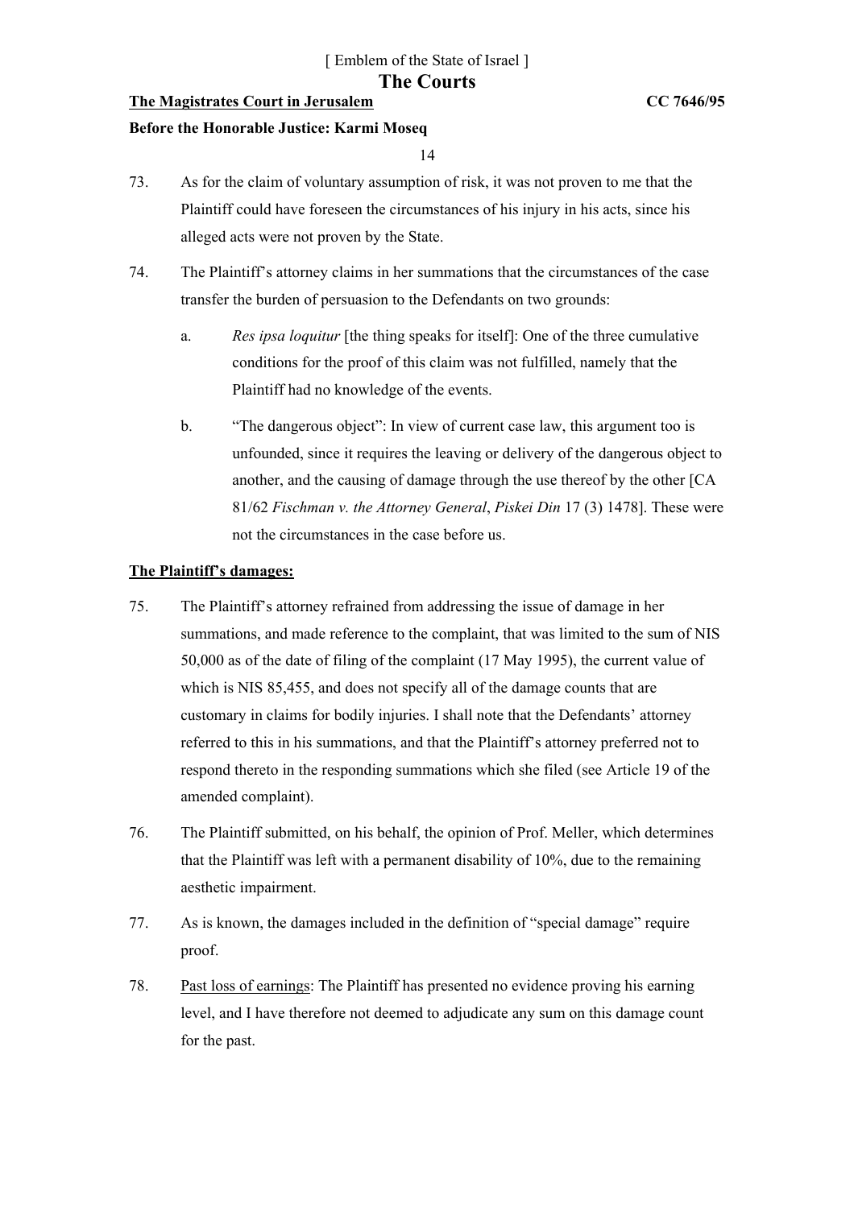73. As for the claim of voluntary assumption of risk, it was not proven to me that the Plaintiff could have foreseen the circumstances of his injury in his acts, since his alleged acts were not proven by the State.

74. The Plaintiff's attorney claims in her summations that the circumstances of the case transfer the burden of persuasion to the Defendants on two grounds:

    a. *Res ipsa loquitur* [the thing speaks for itself]: One of the three cumulative conditions for the proof of this claim was not fulfilled, namely that the Plaintiff had no knowledge of the events.

    b. "The dangerous object": In view of current case law, this argument too is unfounded, since it requires the leaving or delivery of the dangerous object to another, and the causing of damage through the use thereof by the other [CA 81/62 *Fischman v. the Attorney General*, *Piskei Din* 17 (3) 1478]. These were not the circumstances in the case before us.

**The Plaintiff's damages:**

75. The Plaintiff's attorney refrained from addressing the issue of damage in her summations, and made reference to the complaint, that was limited to the sum of NIS 50,000 as of the date of filing of the complaint (17 May 1995), the current value of which is NIS 85,455, and does not specify all of the damage counts that are customary in claims for bodily injuries. I shall note that the Defendants' attorney referred to this in his summations, and that the Plaintiff's attorney preferred not to respond thereto in the responding summations which she filed (see Article 19 of the amended complaint).

76. The Plaintiff submitted, on his behalf, the opinion of Prof. Meller, which determines that the Plaintiff was left with a permanent disability of 10%, due to the remaining aesthetic impairment.

77. As is known, the damages included in the definition of "special damage" require proof.

78. Past loss of earnings: The Plaintiff has presented no evidence proving his earning level, and I have therefore not deemed to adjudicate any sum on this damage count for the past.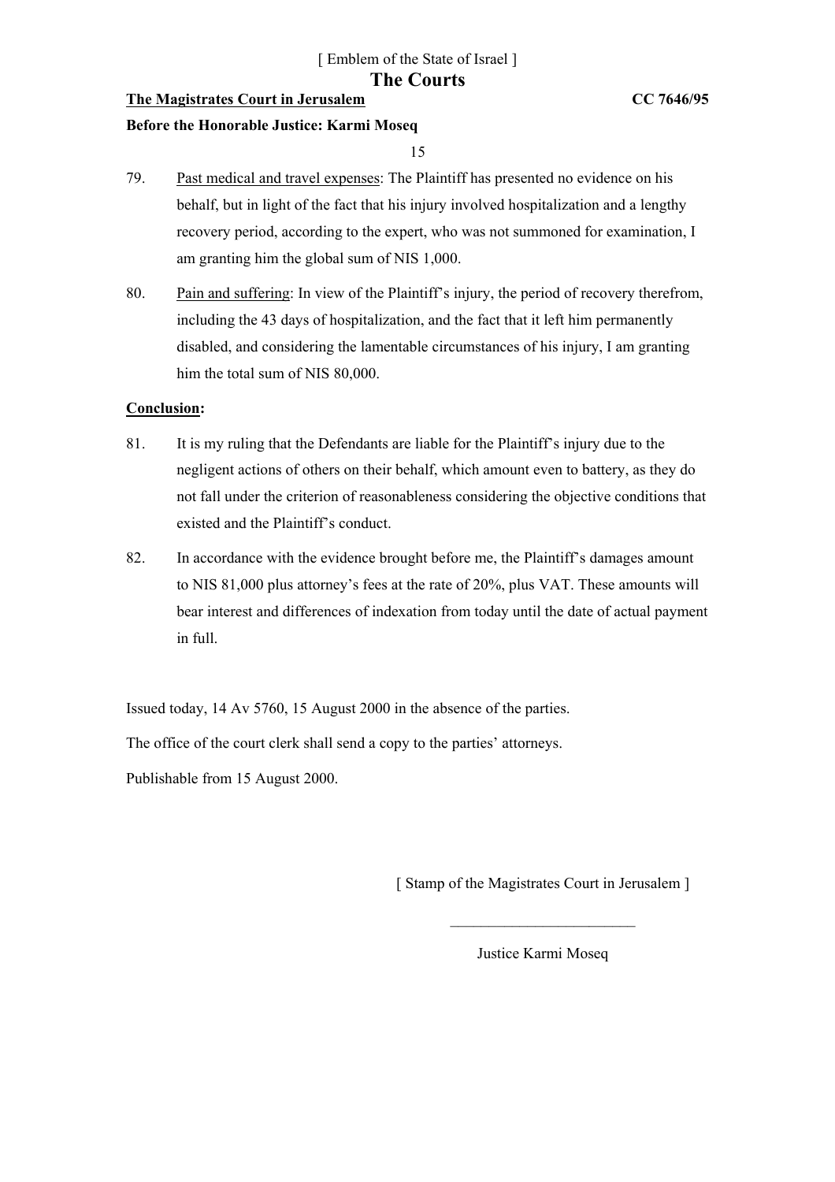79. Past medical and travel expenses: The Plaintiff has presented no evidence on his behalf, but in light of the fact that his injury involved hospitalization and a lengthy recovery period, according to the expert, who was not summoned for examination, I am granting him the global sum of NIS 1,000.

80. Pain and suffering: In view of the Plaintiff's injury, the period of recovery therefrom, including the 43 days of hospitalization, and the fact that it left him permanently disabled, and considering the lamentable circumstances of his injury, I am granting him the total sum of NIS 80,000.

**Conclusion:**

81. It is my ruling that the Defendants are liable for the Plaintiff's injury due to the negligent actions of others on their behalf, which amount even to battery, as they do not fall under the criterion of reasonableness considering the objective conditions that existed and the Plaintiff's conduct.

82. In accordance with the evidence brought before me, the Plaintiff's damages amount to NIS 81,000 plus attorney's fees at the rate of 20%, plus VAT. These amounts will bear interest and differences of indexation from today until the date of actual payment in full.

Issued today, 14 Av 5760, 15 August 2000 in the absence of the parties.

The office of the court clerk shall send a copy to the parties' attorneys.

Publishable from 15 August 2000.

[ Stamp of the Magistrates Court in Jerusalem ]

Justice Karmi Moseq